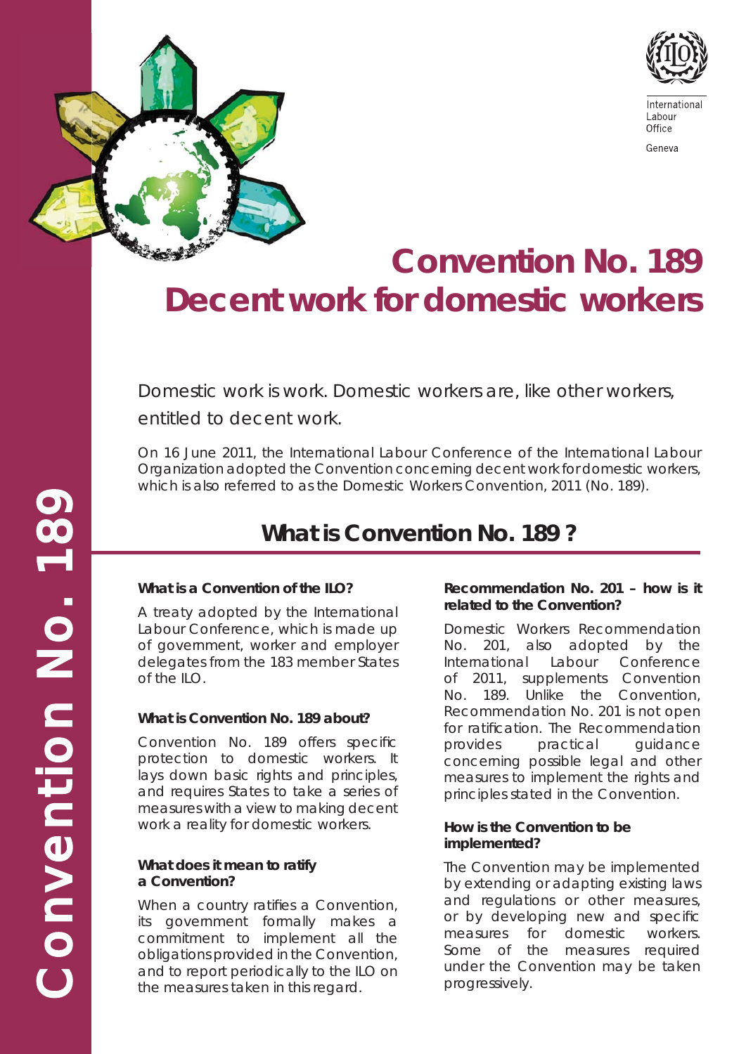International Labour Office

Geneva

# Convention No. 189
# Decent work for domestic workers

Domestic work is work. Domestic workers are, like other workers, entitled to decent work.

On 16 June 2011, the International Labour Conference of the International Labour Organization adopted the Convention concerning decent work for domestic workers, which is also referred to as the Domestic Workers Convention, 2011 (No. 189).

## What is Convention No. 189 ?

### What is a Convention of the ILO?

A treaty adopted by the International Labour Conference, which is made up of government, worker and employer delegates from the 183 member States of the ILO.

### What is Convention No. 189 about?

Convention No. 189 offers specific protection to domestic workers. It lays down basic rights and principles, and requires States to take a series of measures with a view to making decent work a reality for domestic workers.

### What does it mean to ratify a Convention?

When a country ratifies a Convention, its government formally makes a commitment to implement all the obligations provided in the Convention, and to report periodically to the ILO on the measures taken in this regard.

### Recommendation No. 201 – how is it related to the Convention?

Domestic Workers Recommendation No. 201, also adopted by the International Labour Conference of 2011, supplements Convention No. 189. Unlike the Convention, Recommendation No. 201 is not open for ratification. The Recommendation provides practical guidance concerning possible legal and other measures to implement the rights and principles stated in the Convention.

### How is the Convention to be implemented?

The Convention may be implemented by extending or adapting existing laws and regulations or other measures, or by developing new and specific measures for domestic workers. Some of the measures required under the Convention may be taken progressively.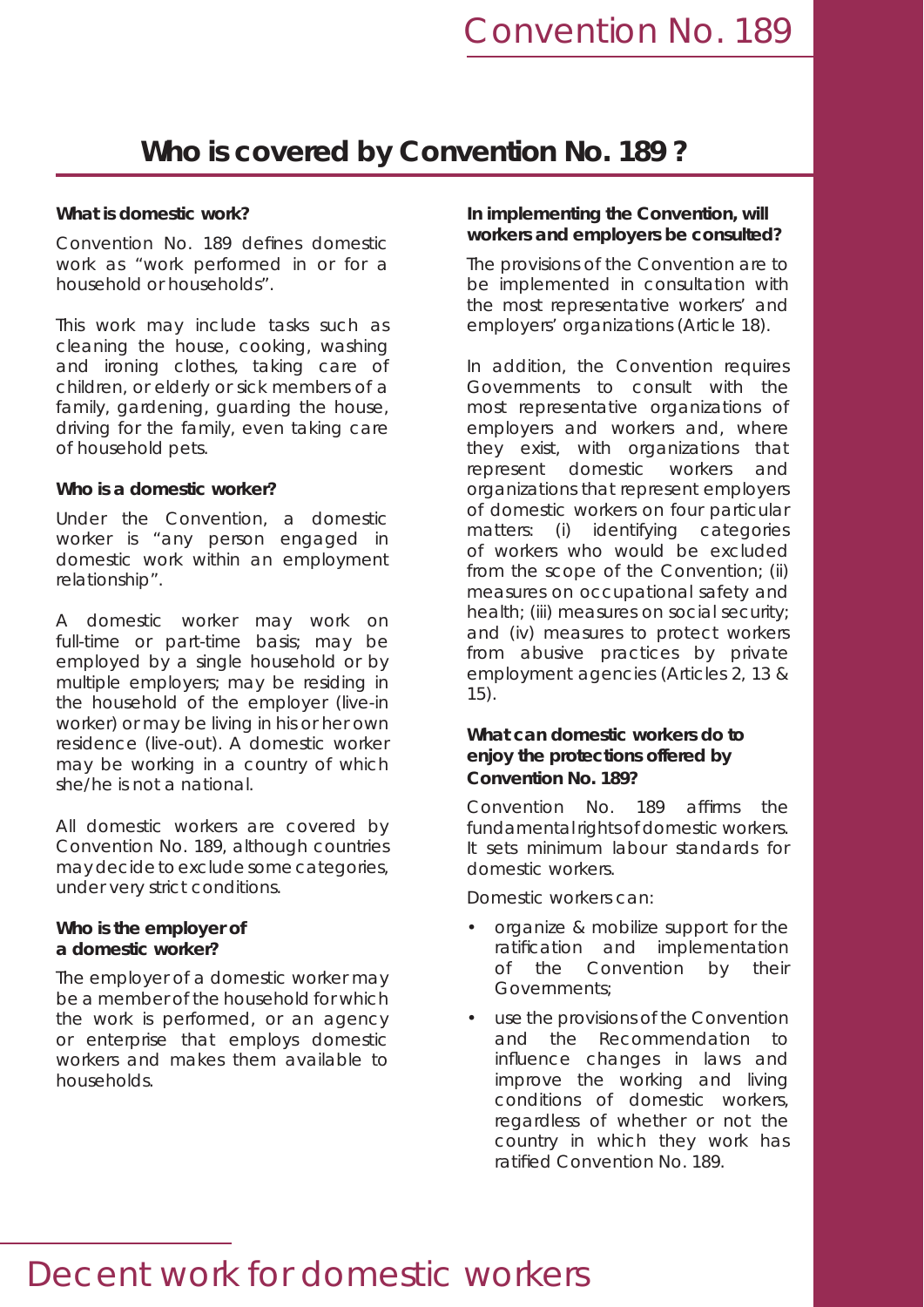# Who is covered by Convention No. 189 ?

**What is domestic work?**

Convention No. 189 defines domestic work as "work performed in or for a household or households".

This work may include tasks such as cleaning the house, cooking, washing and ironing clothes, taking care of children, or elderly or sick members of a family, gardening, guarding the house, driving for the family, even taking care of household pets.

**Who is a domestic worker?**

Under the Convention, a domestic worker is "any person engaged in domestic work within an employment relationship".

A domestic worker may work on full-time or part-time basis; may be employed by a single household or by multiple employers; may be residing in the household of the employer (live-in worker) or may be living in his or her own residence (live-out). A domestic worker may be working in a country of which she/he is not a national.

All domestic workers are covered by Convention No. 189, although countries may decide to exclude some categories, under very strict conditions.

**Who is the employer of a domestic worker?**

The employer of a domestic worker may be a member of the household for which the work is performed, or an agency or enterprise that employs domestic workers and makes them available to households.

**In implementing the Convention, will workers and employers be consulted?**

The provisions of the Convention are to be implemented in consultation with the most representative workers' and employers' organizations (Article 18).

In addition, the Convention requires Governments to consult with the most representative organizations of employers and workers and, where they exist, with organizations that represent domestic workers and organizations that represent employers of domestic workers on four particular matters: (i) identifying categories of workers who would be excluded from the scope of the Convention; (ii) measures on occupational safety and health; (iii) measures on social security; and (iv) measures to protect workers from abusive practices by private employment agencies (Articles 2, 13 & 15).

**What can domestic workers do to enjoy the protections offered by Convention No. 189?**

Convention No. 189 affirms the fundamental rights of domestic workers. It sets minimum labour standards for domestic workers.

Domestic workers can:

- organize & mobilize support for the ratification and implementation of the Convention by their Governments;
- use the provisions of the Convention and the Recommendation to influence changes in laws and improve the working and living conditions of domestic workers, regardless of whether or not the country in which they work has ratified Convention No. 189.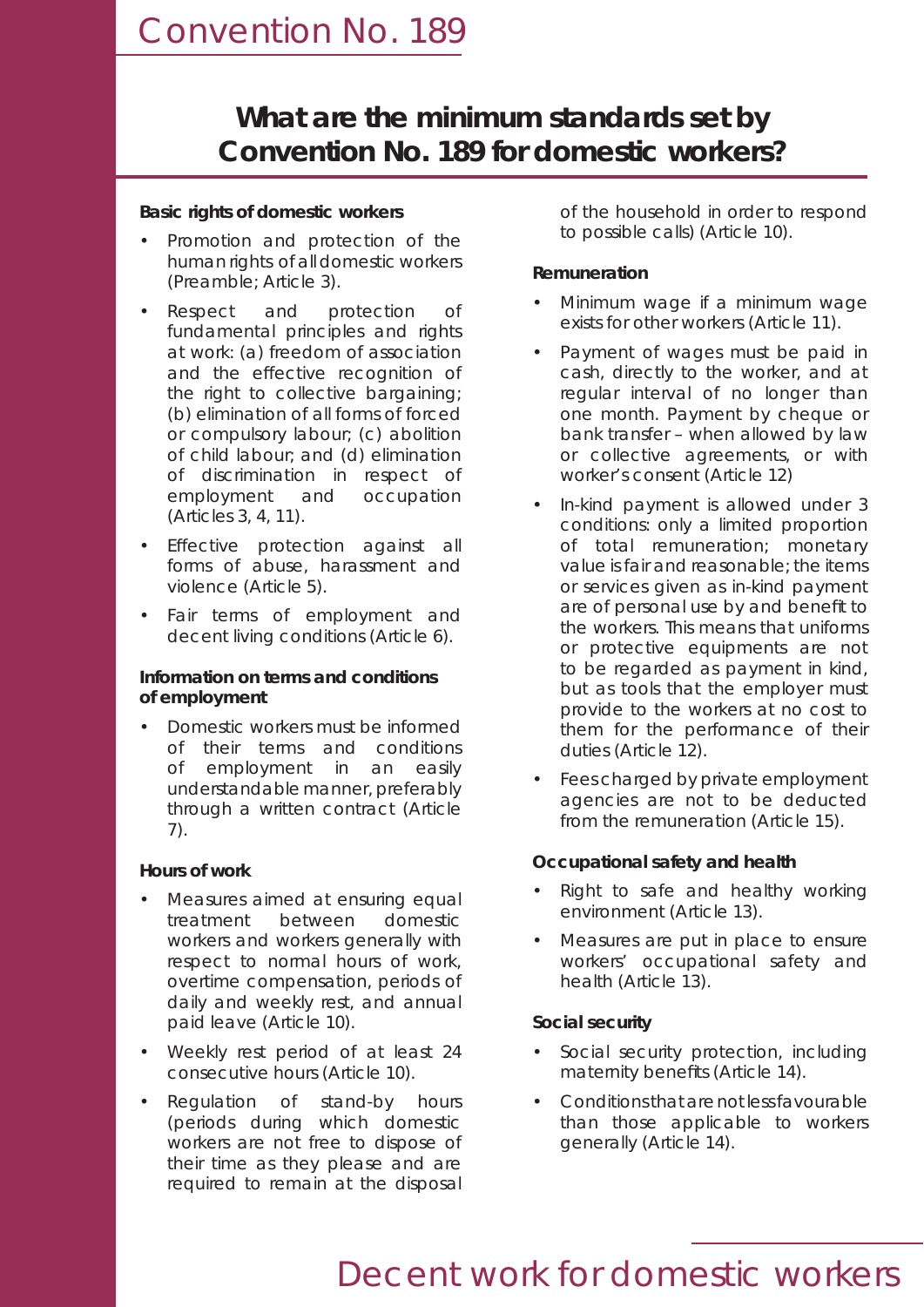# Convention No. 189

## What are the minimum standards set by Convention No. 189 for domestic workers?

**Basic rights of domestic workers**

- Promotion and protection of the human rights of all domestic workers (Preamble; Article 3).
- Respect and protection of fundamental principles and rights at work: (a) freedom of association and the effective recognition of the right to collective bargaining; (b) elimination of all forms of forced or compulsory labour; (c) abolition of child labour; and (d) elimination of discrimination in respect of employment and occupation (Articles 3, 4, 11).
- Effective protection against all forms of abuse, harassment and violence (Article 5).
- Fair terms of employment and decent living conditions (Article 6).

**Information on terms and conditions of employment**

- Domestic workers must be informed of their terms and conditions of employment in an easily understandable manner, preferably through a written contract (Article 7).

**Hours of work**

- Measures aimed at ensuring equal treatment between domestic workers and workers generally with respect to normal hours of work, overtime compensation, periods of daily and weekly rest, and annual paid leave (Article 10).
- Weekly rest period of at least 24 consecutive hours (Article 10).
- Regulation of stand-by hours (periods during which domestic workers are not free to dispose of their time as they please and are required to remain at the disposal of the household in order to respond to possible calls) (Article 10).

**Remuneration**

- Minimum wage if a minimum wage exists for other workers (Article 11).
- Payment of wages must be paid in cash, directly to the worker, and at regular interval of no longer than one month. Payment by cheque or bank transfer – when allowed by law or collective agreements, or with worker's consent (Article 12)
- In-kind payment is allowed under 3 conditions: only a limited proportion of total remuneration; monetary value is fair and reasonable; the items or services given as in-kind payment are of personal use by and benefit to the workers. This means that uniforms or protective equipments are not to be regarded as payment in kind, but as tools that the employer must provide to the workers at no cost to them for the performance of their duties (Article 12).
- Fees charged by private employment agencies are not to be deducted from the remuneration (Article 15).

**Occupational safety and health**

- Right to safe and healthy working environment (Article 13).
- Measures are put in place to ensure workers' occupational safety and health (Article 13).

**Social security**

- Social security protection, including maternity benefits (Article 14).
- Conditions that are not less favourable than those applicable to workers generally (Article 14).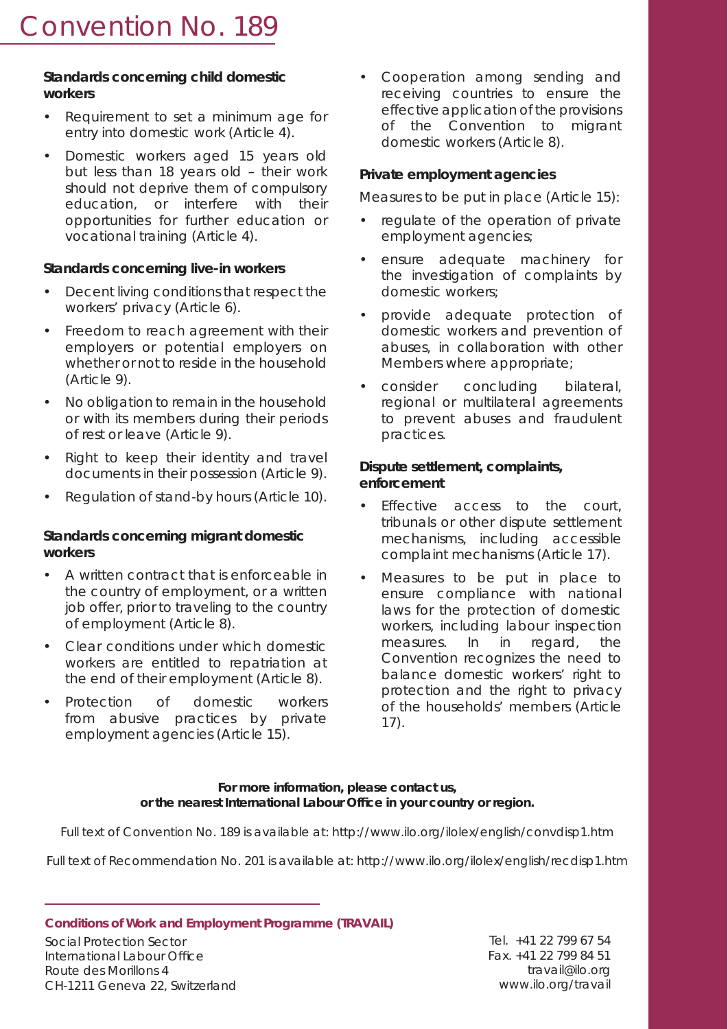# Convention No. 189

**Standards concerning child domestic workers**

- Requirement to set a minimum age for entry into domestic work (Article 4).
- Domestic workers aged 15 years old but less than 18 years old – their work should not deprive them of compulsory education, or interfere with their opportunities for further education or vocational training (Article 4).

**Standards concerning live-in workers**

- Decent living conditions that respect the workers' privacy (Article 6).
- Freedom to reach agreement with their employers or potential employers on whether or not to reside in the household (Article 9).
- No obligation to remain in the household or with its members during their periods of rest or leave (Article 9).
- Right to keep their identity and travel documents in their possession (Article 9).
- Regulation of stand-by hours (Article 10).

**Standards concerning migrant domestic workers**

- A written contract that is enforceable in the country of employment, or a written job offer, prior to traveling to the country of employment (Article 8).
- Clear conditions under which domestic workers are entitled to repatriation at the end of their employment (Article 8).
- Protection of domestic workers from abusive practices by private employment agencies (Article 15).
- Cooperation among sending and receiving countries to ensure the effective application of the provisions of the Convention to migrant domestic workers (Article 8).

**Private employment agencies**

Measures to be put in place (Article 15):

- regulate of the operation of private employment agencies;
- ensure adequate machinery for the investigation of complaints by domestic workers;
- provide adequate protection of domestic workers and prevention of abuses, in collaboration with other Members where appropriate;
- consider concluding bilateral, regional or multilateral agreements to prevent abuses and fraudulent practices.

**Dispute settlement, complaints, enforcement**

- Effective access to the court, tribunals or other dispute settlement mechanisms, including accessible complaint mechanisms (Article 17).
- Measures to be put in place to ensure compliance with national laws for the protection of domestic workers, including labour inspection measures. In in regard, the Convention recognizes the need to balance domestic workers' right to protection and the right to privacy of the households' members (Article 17).

**For more information, please contact us,**
**or the nearest International Labour Office in your country or region.**

Full text of Convention No. 189 is available at: http://www.ilo.org/ilolex/english/convdisp1.htm

Full text of Recommendation No. 201 is available at: http://www.ilo.org/ilolex/english/recdisp1.htm

**Conditions of Work and Employment Programme (TRAVAIL)**

Social Protection Sector
International Labour Office
Route des Morillons 4
CH-1211 Geneva 22, Switzerland

Tel. +41 22 799 67 54
Fax. +41 22 799 84 51
travail@ilo.org
www.ilo.org/travail